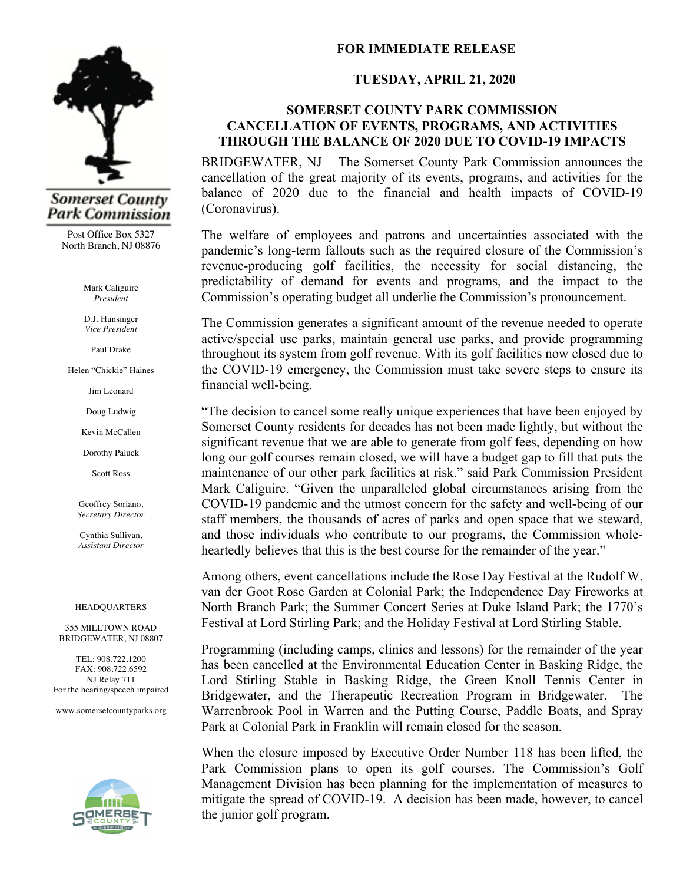**Somerset County Park Commission**

Post Office Box 5327
North Branch, NJ 08876

Mark Caliguire
*President*

D.J. Hunsinger
*Vice President*

Paul Drake

Helen "Chickie" Haines

Jim Leonard

Doug Ludwig

Kevin McCallen

Dorothy Paluck

Scott Ross

Geoffrey Soriano,
*Secretary Director*

Cynthia Sullivan,
*Assistant Director*

HEADQUARTERS

355 MILLTOWN ROAD
BRIDGEWATER, NJ 08807

TEL: 908.722.1200
FAX: 908.722.6592
NJ Relay 711
For the hearing/speech impaired

www.somersetcountyparks.org

**FOR IMMEDIATE RELEASE**

**TUESDAY, APRIL 21, 2020**

# SOMERSET COUNTY PARK COMMISSION CANCELLATION OF EVENTS, PROGRAMS, AND ACTIVITIES THROUGH THE BALANCE OF 2020 DUE TO COVID-19 IMPACTS

BRIDGEWATER, NJ – The Somerset County Park Commission announces the cancellation of the great majority of its events, programs, and activities for the balance of 2020 due to the financial and health impacts of COVID-19 (Coronavirus).

The welfare of employees and patrons and uncertainties associated with the pandemic's long-term fallouts such as the required closure of the Commission's revenue-producing golf facilities, the necessity for social distancing, the predictability of demand for events and programs, and the impact to the Commission's operating budget all underlie the Commission's pronouncement.

The Commission generates a significant amount of the revenue needed to operate active/special use parks, maintain general use parks, and provide programming throughout its system from golf revenue. With its golf facilities now closed due to the COVID-19 emergency, the Commission must take severe steps to ensure its financial well-being.

"The decision to cancel some really unique experiences that have been enjoyed by Somerset County residents for decades has not been made lightly, but without the significant revenue that we are able to generate from golf fees, depending on how long our golf courses remain closed, we will have a budget gap to fill that puts the maintenance of our other park facilities at risk." said Park Commission President Mark Caliguire. "Given the unparalleled global circumstances arising from the COVID-19 pandemic and the utmost concern for the safety and well-being of our staff members, the thousands of acres of parks and open space that we steward, and those individuals who contribute to our programs, the Commission whole-heartedly believes that this is the best course for the remainder of the year."

Among others, event cancellations include the Rose Day Festival at the Rudolf W. van der Goot Rose Garden at Colonial Park; the Independence Day Fireworks at North Branch Park; the Summer Concert Series at Duke Island Park; the 1770's Festival at Lord Stirling Park; and the Holiday Festival at Lord Stirling Stable.

Programming (including camps, clinics and lessons) for the remainder of the year has been cancelled at the Environmental Education Center in Basking Ridge, the Lord Stirling Stable in Basking Ridge, the Green Knoll Tennis Center in Bridgewater, and the Therapeutic Recreation Program in Bridgewater. The Warrenbrook Pool in Warren and the Putting Course, Paddle Boats, and Spray Park at Colonial Park in Franklin will remain closed for the season.

When the closure imposed by Executive Order Number 118 has been lifted, the Park Commission plans to open its golf courses. The Commission's Golf Management Division has been planning for the implementation of measures to mitigate the spread of COVID-19. A decision has been made, however, to cancel the junior golf program.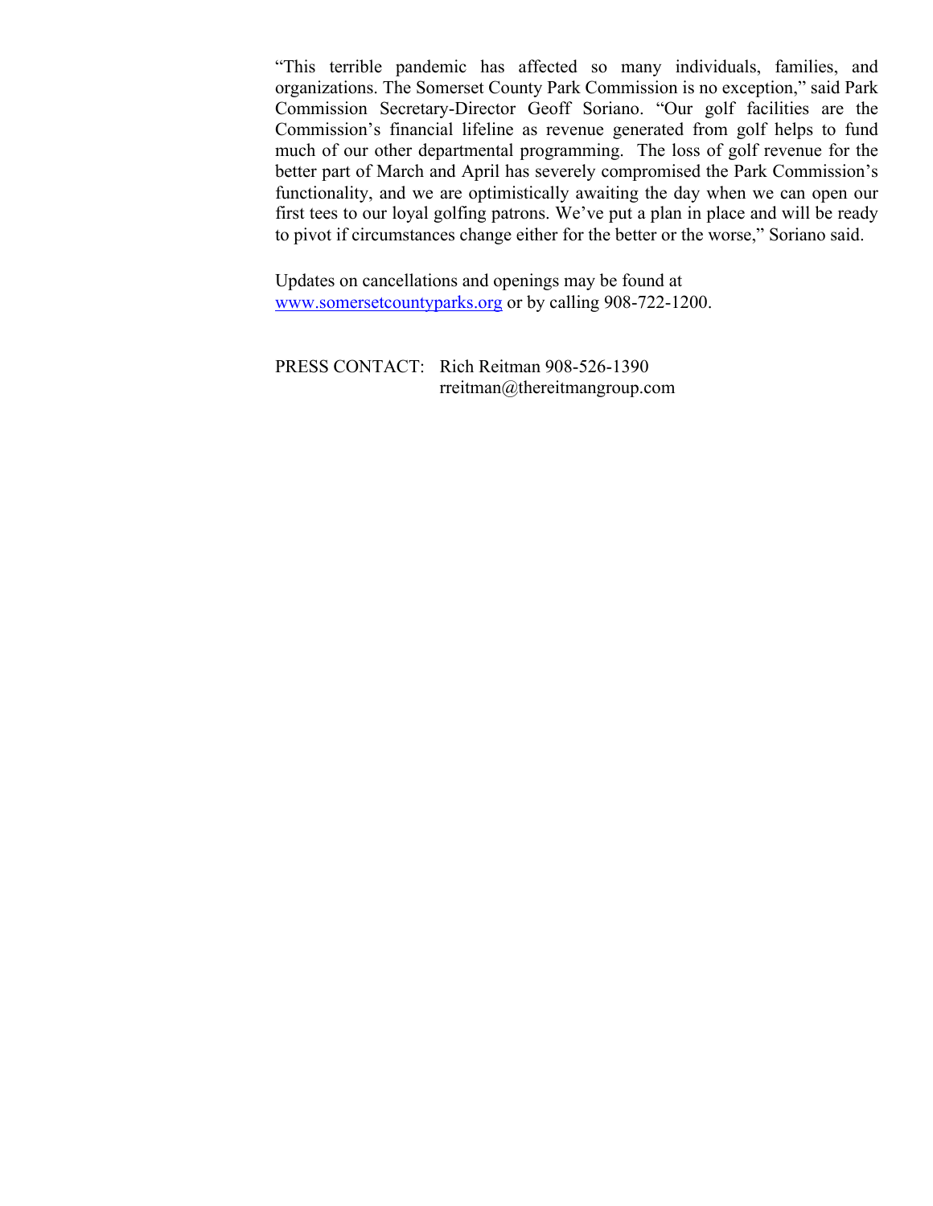"This terrible pandemic has affected so many individuals, families, and organizations. The Somerset County Park Commission is no exception," said Park Commission Secretary-Director Geoff Soriano. "Our golf facilities are the Commission's financial lifeline as revenue generated from golf helps to fund much of our other departmental programming. The loss of golf revenue for the better part of March and April has severely compromised the Park Commission's functionality, and we are optimistically awaiting the day when we can open our first tees to our loyal golfing patrons. We've put a plan in place and will be ready to pivot if circumstances change either for the better or the worse," Soriano said.

Updates on cancellations and openings may be found at [www.somersetcountyparks.org](http://www.somersetcountyparks.org) or by calling 908-722-1200.

PRESS CONTACT: Rich Reitman 908-526-1390
rreitman@thereitmangroup.com